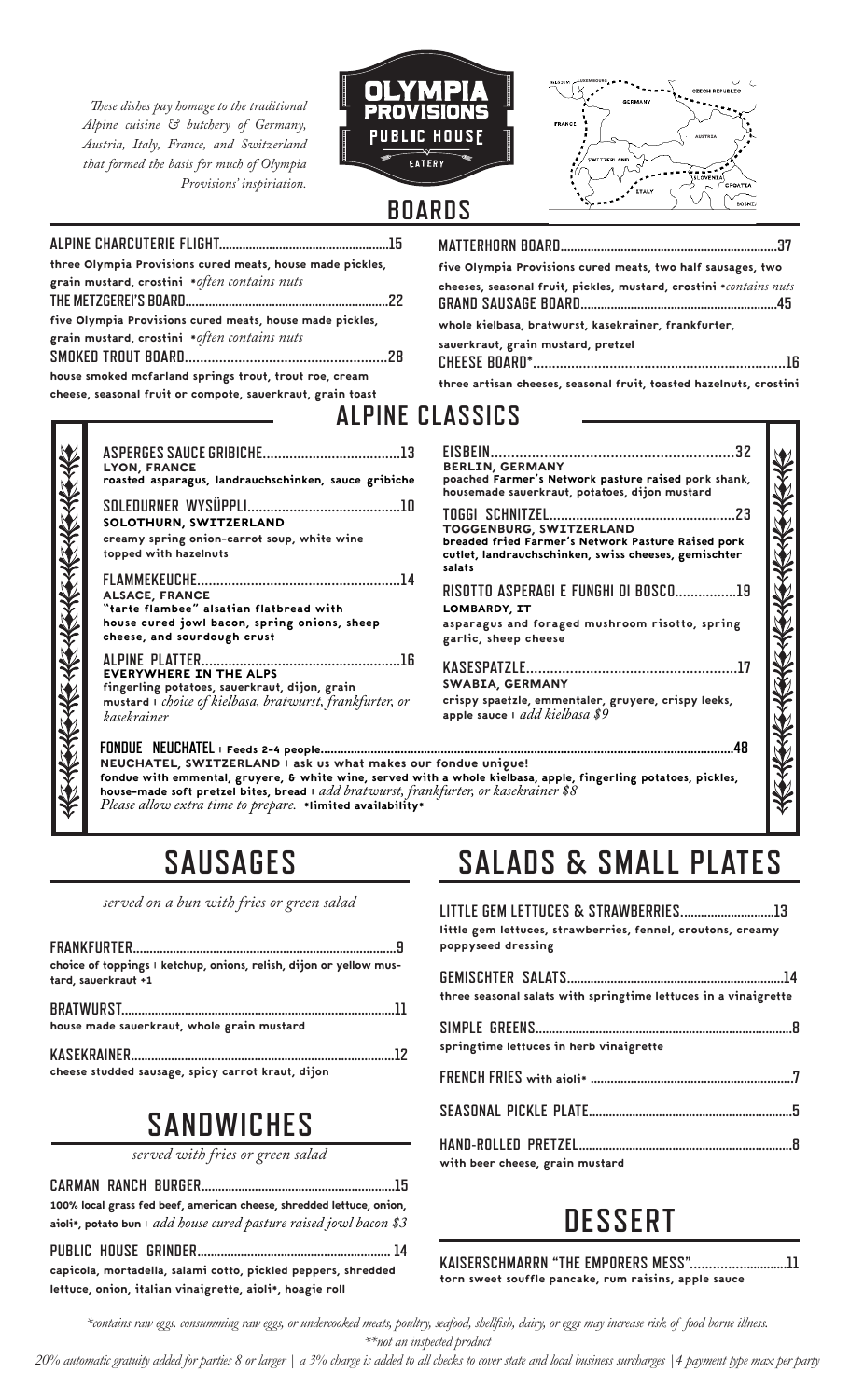*These dishes pay homage to the traditional Alpine cuisine & butchery of Germany, Austria, Italy, France, and Switzerland that formed the basis for much of Olympia Provisions' inspiration.*

# OLYMPIA PROVISIONS PUBLIC HOUSE EATERY

## BOARDS

**ALPINE CHARCUTERIE FLIGHT** ...15
three Olympia Provisions cured meats, house made pickles, grain mustard, crostini *often contains nuts*

**THE METZGEREI'S BOARD** ...22
five Olympia Provisions cured meats, house made pickles, grain mustard, crostini *often contains nuts*

**SMOKED TROUT BOARD** ...28
house smoked mcfarland springs trout, trout roe, cream cheese, seasonal fruit or compote, sauerkraut, grain toast

**MATTERHORN BOARD** ...37
five Olympia Provisions cured meats, two half sausages, two cheeses, seasonal fruit, pickles, mustard, crostini *contains nuts*

**GRAND SAUSAGE BOARD** ...45
whole kielbasa, bratwurst, kasekrainer, frankfurter, sauerkraut, grain mustard, pretzel

**CHEESE BOARD*** ...16
three artisan cheeses, seasonal fruit, toasted hazelnuts, crostini

## ALPINE CLASSICS

**ASPERGES SAUCE GRIBICHE** ...13
LYON, FRANCE
roasted asparagus, landrauchschinken, sauce gribiche

**SOLEDURNER WYSÜPPLI** ...10
SOLOTHURN, SWITZERLAND
creamy spring onion-carrot soup, white wine topped with hazelnuts

**FLAMMEKEUCHE** ...14
ALSACE, FRANCE
"tarte flambee" alsatian flatbread with house cured jowl bacon, spring onions, sheep cheese, and sourdough crust

**ALPINE PLATTER** ...16
EVERYWHERE IN THE ALPS
fingerling potatoes, sauerkraut, dijon, grain mustard | *choice of kielbasa, bratwurst, frankfurter, or kasekrainer*

**EISBEIN** ...32
BERLIN, GERMANY
poached Farmer's Network pasture raised pork shank, housemade sauerkraut, potatoes, dijon mustard

**TOGGI SCHNITZEL** ...23
TOGGENBURG, SWITZERLAND
breaded fried Farmer's Network Pasture Raised pork cutlet, landrauchschinken, swiss cheeses, gemischter salats

**RISOTTO ASPERAGI E FUNGHI DI BOSCO** ...19
LOMBARDY, IT
asparagus and foraged mushroom risotto, spring garlic, sheep cheese

**KASESPATZLE** ...17
SWABIA, GERMANY
crispy spaetzle, emmentaler, gruyere, crispy leeks, apple sauce | *add kielbasa $9*

**FONDUE NEUCHATEL** | Feeds 2-4 people ...48
NEUCHATEL, SWITZERLAND | ask us what makes our fondue unique!
fondue with emmental, gruyere, & white wine, served with a whole kielbasa, apple, fingerling potatoes, pickles, house-made soft pretzel bites, bread | *add bratwurst, frankfurter, or kasekrainer $8*
*Please allow extra time to prepare.* *limited availability*

## SAUSAGES

*served on a bun with fries or green salad*

**FRANKFURTER** ...9
choice of toppings | ketchup, onions, relish, dijon or yellow mustard, sauerkraut +1

**BRATWURST** ...11
house made sauerkraut, whole grain mustard

**KASEKRAINER** ...12
cheese studded sausage, spicy carrot kraut, dijon

## SANDWICHES

*served with fries or green salad*

**CARMAN RANCH BURGER** ...15
100% local grass fed beef, american cheese, shredded lettuce, onion, aioli*, potato bun | *add house cured pasture raised jowl bacon $3*

**PUBLIC HOUSE GRINDER** ... 14
capicola, mortadella, salami cotto, pickled peppers, shredded lettuce, onion, italian vinaigrette, aioli*, hoagie roll

## SALADS & SMALL PLATES

**LITTLE GEM LETTUCES & STRAWBERRIES** ...13
little gem lettuces, strawberries, fennel, croutons, creamy poppyseed dressing

**GEMISCHTER SALATS** ...14
three seasonal salats with springtime lettuces in a vinaigrette

**SIMPLE GREENS** ...8
springtime lettuces in herb vinaigrette

**FRENCH FRIES** with aioli* ...7

**SEASONAL PICKLE PLATE** ...5

**HAND-ROLLED PRETZEL** ...8
with beer cheese, grain mustard

## DESSERT

**KAISERSCHMARRN "THE EMPORERS MESS"** ...11
torn sweet souffle pancake, rum raisins, apple sauce

*\*contains raw eggs. consumming raw eggs, or undercooked meats, poultry, seafood, shellfish, dairy, or eggs may increase risk of food borne illness.*
*\*\*not an inspected product*

*20% automatic gratuity added for parties 8 or larger | a 3% charge is added to all checks to cover state and local business surcharges | 4 payment type max per party*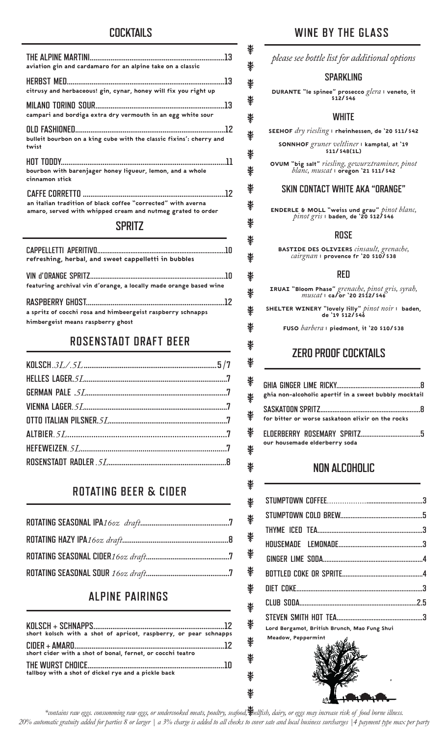## COCKTAILS

**THE ALPINE MARTINI**.......13
aviation gin and cardamaro for an alpine take on a classic

**HERBST MED**.......13
citrusy and herbaceous! gin, cynar, honey will fix you right up

**MILANO TORINO SOUR**.......13
campari and bordiga extra dry vermouth in an egg white sour

**OLD FASHIONED**.......12
bulleit bourbon on a king cube with the classic fixins': cherry and twist

**HOT TODDY**.......11
bourbon with barenjager honey liqueur, lemon, and a whole cinnamon stick

**CAFFE CORRETTO**.......12
an italian tradition of black coffee "corrected" with averna amaro, served with whipped cream and nutmeg grated to order

## SPRITZ

**CAPPELLETTI APERITIVO**.......10
refreshing, herbal, and sweet cappelletti in bubbles

**VIN d'ORANGE SPRITZ**.......10
featuring archival vin d'orange, a locally made orange based wine

**RASPBERRY GHOST**.......12
a spritz of cocchi rosa and himbeergeist raspberry schnapps
himbergeist means raspberry ghost

## ROSENSTADT DRAFT BEER

**KOLSCH** *.3L/.5L*.......5/7
**HELLES LAGER** *.5L*.......7
**GERMAN PALE** *.5L*.......7
**VIENNA LAGER** *.5L*.......7
**OTTO ITALIAN PILSNER** *.5L*.......7
**ALTBIER** *.5L*.......7
**HEFEWEIZEN** *.5L*.......7
**ROSENSTADT RADLER** *.5L*.......8

## ROTATING BEER & CIDER

**ROTATING SEASONAL IPA** *16oz draft*.......7
**ROTATING HAZY IPA** *16oz draft*.......8
**ROTATING SEASONAL CIDER** *16oz draft*.......7
**ROTATING SEASONAL SOUR** *16oz draft*.......7

## ALPINE PAIRINGS

**KOLSCH + SCHNAPPS**.......12
short kolsch with a shot of apricot, raspberry, or pear schnapps

**CIDER + AMARO**.......12
short cider with a shot of bonal, fernet, or cocchi teatro

**THE WURST CHOICE**.......10
tallboy with a shot of dickel rye and a pickle back

## WINE BY THE GLASS

*please see bottle list for additional options*

### SPARKLING

**DURANTE "le spinee" prosecco** *glera* | **veneto, it** $12/$46

### WHITE

**SEEHOF** *dry riesling* | **rheinhessen, de '20** $11/$42

**SONNHOF** *gruner veltliner* | **kamptal, at '19** $11/$48(1L)

**OVUM "big salt"** *riesling, gewurztraminer, pinot blanc, muscat* | **oregon '21** $11/$42

### SKIN CONTACT WHITE AKA "ORANGE"

**ENDERLE & MOLL "weiss und grau"** *pinot blanc, pinot gris* | **baden, de '20** $12/$46

### ROSE

**BASTIDE DES OLIVIERS** *cinsault, grenache, cairgnan* | **provence fr '20** $10/$38

### RED

**IRUAI "Bloom Phase"** *grenache, pinot gris, syrah, muscat* | **ca/or '20** $12/$46

**SHELTER WINERY "lovely lilly"** *pinot noir* | **baden, de '19** $12/$46

**FUSO** *barbera* | **piedmont, it '20** $10/$38

## ZERO PROOF COCKTAILS

**GHIA GINGER LIME RICKY**.......8
ghia non-alcoholic apertif in a sweet bubbly mocktail

**SASKATOON SPRITZ**.......8
for bitter or worse saskatoon elixir on the rocks

**ELDERBERRY ROSEMARY SPRITZ**.......5
our housemade elderberry soda

## NON ALCOHOLIC

**STUMPTOWN COFFEE**.......3
**STUMPTOWN COLD BREW**.......5
**THYME ICED TEA**.......3
**HOUSEMADE LEMONADE**.......3
**GINGER LIME SODA**.......4
**BOTTLED COKE OR SPRITE**.......4
**DIET COKE**.......3
**CLUB SODA**.......2.5
**STEVEN SMITH HOT TEA**.......3
Lord Bergamot, British Brunch, Mao Fung Shui Meadow, Peppermint

*\*contains raw eggs. consumming raw eggs, or undercooked meats, poultry, seafood, shellfish, dairy, or eggs may increase risk of food borne illness.*
*20% automatic gratuity added for parties 8 or larger | a 3% charge is added to all checks to cover sate and local business surcharges |4 payment type max per party*